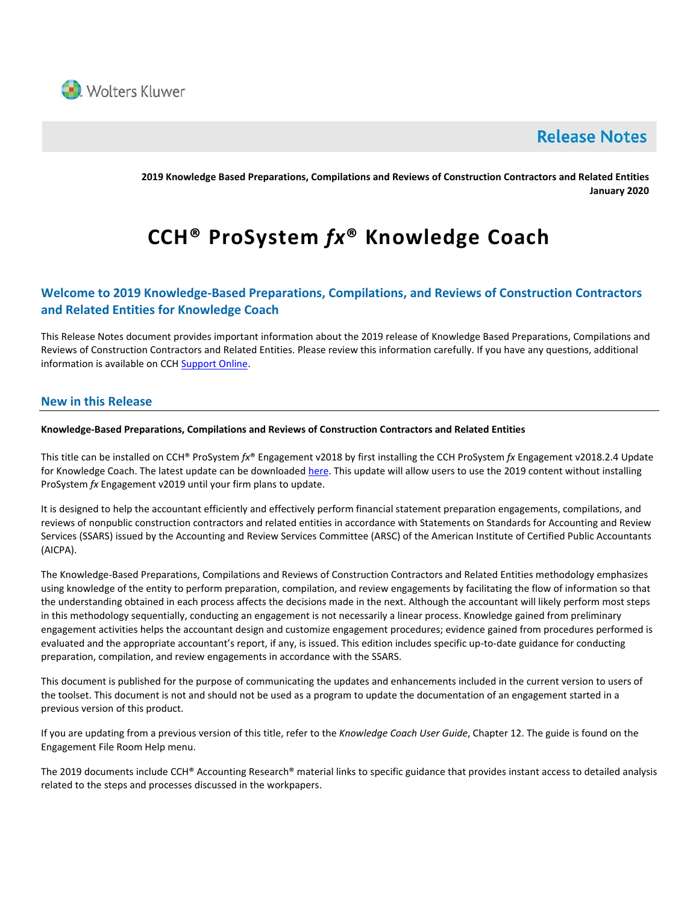Wolters Kluwer

# Release Notes

**2019 Knowledge Based Preparations, Compilations and Reviews of Construction Contractors and Related Entities**
**January 2020**

# CCH® ProSystem *fx*® Knowledge Coach

## Welcome to 2019 Knowledge-Based Preparations, Compilations, and Reviews of Construction Contractors and Related Entities for Knowledge Coach

This Release Notes document provides important information about the 2019 release of Knowledge Based Preparations, Compilations and Reviews of Construction Contractors and Related Entities. Please review this information carefully. If you have any questions, additional information is available on CCH Support Online.

## New in this Release

**Knowledge-Based Preparations, Compilations and Reviews of Construction Contractors and Related Entities**

This title can be installed on CCH® ProSystem *fx*® Engagement v2018 by first installing the CCH ProSystem *fx* Engagement v2018.2.4 Update for Knowledge Coach. The latest update can be downloaded here. This update will allow users to use the 2019 content without installing ProSystem *fx* Engagement v2019 until your firm plans to update.

It is designed to help the accountant efficiently and effectively perform financial statement preparation engagements, compilations, and reviews of nonpublic construction contractors and related entities in accordance with Statements on Standards for Accounting and Review Services (SSARS) issued by the Accounting and Review Services Committee (ARSC) of the American Institute of Certified Public Accountants (AICPA).

The Knowledge-Based Preparations, Compilations and Reviews of Construction Contractors and Related Entities methodology emphasizes using knowledge of the entity to perform preparation, compilation, and review engagements by facilitating the flow of information so that the understanding obtained in each process affects the decisions made in the next. Although the accountant will likely perform most steps in this methodology sequentially, conducting an engagement is not necessarily a linear process. Knowledge gained from preliminary engagement activities helps the accountant design and customize engagement procedures; evidence gained from procedures performed is evaluated and the appropriate accountant's report, if any, is issued. This edition includes specific up-to-date guidance for conducting preparation, compilation, and review engagements in accordance with the SSARS.

This document is published for the purpose of communicating the updates and enhancements included in the current version to users of the toolset. This document is not and should not be used as a program to update the documentation of an engagement started in a previous version of this product.

If you are updating from a previous version of this title, refer to the *Knowledge Coach User Guide*, Chapter 12. The guide is found on the Engagement File Room Help menu.

The 2019 documents include CCH® Accounting Research® material links to specific guidance that provides instant access to detailed analysis related to the steps and processes discussed in the workpapers.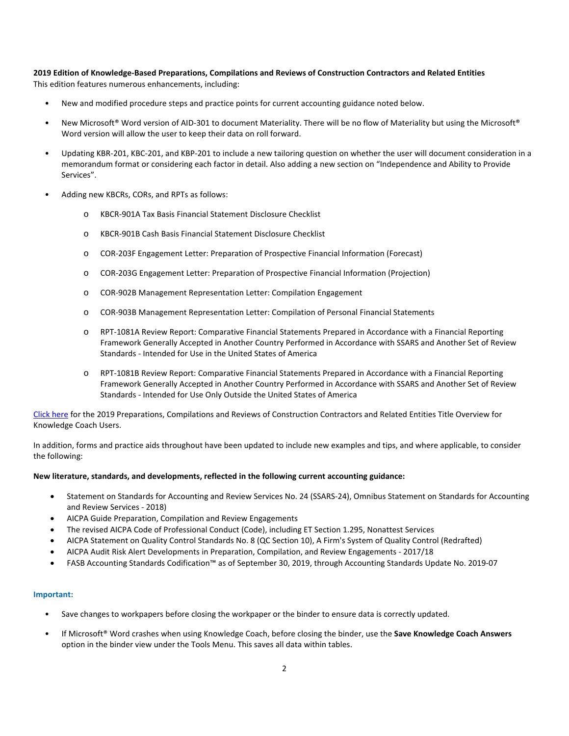**2019 Edition of Knowledge-Based Preparations, Compilations and Reviews of Construction Contractors and Related Entities**
This edition features numerous enhancements, including:

- New and modified procedure steps and practice points for current accounting guidance noted below.
- New Microsoft® Word version of AID-301 to document Materiality. There will be no flow of Materiality but using the Microsoft® Word version will allow the user to keep their data on roll forward.
- Updating KBR-201, KBC-201, and KBP-201 to include a new tailoring question on whether the user will document consideration in a memorandum format or considering each factor in detail. Also adding a new section on "Independence and Ability to Provide Services".
- Adding new KBCRs, CORs, and RPTs as follows:
  - KBCR-901A Tax Basis Financial Statement Disclosure Checklist
  - KBCR-901B Cash Basis Financial Statement Disclosure Checklist
  - COR-203F Engagement Letter: Preparation of Prospective Financial Information (Forecast)
  - COR-203G Engagement Letter: Preparation of Prospective Financial Information (Projection)
  - COR-902B Management Representation Letter: Compilation Engagement
  - COR-903B Management Representation Letter: Compilation of Personal Financial Statements
  - RPT-1081A Review Report: Comparative Financial Statements Prepared in Accordance with a Financial Reporting Framework Generally Accepted in Another Country Performed in Accordance with SSARS and Another Set of Review Standards - Intended for Use in the United States of America
  - RPT-1081B Review Report: Comparative Financial Statements Prepared in Accordance with a Financial Reporting Framework Generally Accepted in Another Country Performed in Accordance with SSARS and Another Set of Review Standards - Intended for Use Only Outside the United States of America

Click here for the 2019 Preparations, Compilations and Reviews of Construction Contractors and Related Entities Title Overview for Knowledge Coach Users.

In addition, forms and practice aids throughout have been updated to include new examples and tips, and where applicable, to consider the following:

**New literature, standards, and developments, reflected in the following current accounting guidance:**

- Statement on Standards for Accounting and Review Services No. 24 (SSARS-24), Omnibus Statement on Standards for Accounting and Review Services - 2018)
- AICPA Guide Preparation, Compilation and Review Engagements
- The revised AICPA Code of Professional Conduct (Code), including ET Section 1.295, Nonattest Services
- AICPA Statement on Quality Control Standards No. 8 (QC Section 10), A Firm's System of Quality Control (Redrafted)
- AICPA Audit Risk Alert Developments in Preparation, Compilation, and Review Engagements - 2017/18
- FASB Accounting Standards Codification™ as of September 30, 2019, through Accounting Standards Update No. 2019-07

**Important:**

- Save changes to workpapers before closing the workpaper or the binder to ensure data is correctly updated.
- If Microsoft® Word crashes when using Knowledge Coach, before closing the binder, use the **Save Knowledge Coach Answers** option in the binder view under the Tools Menu. This saves all data within tables.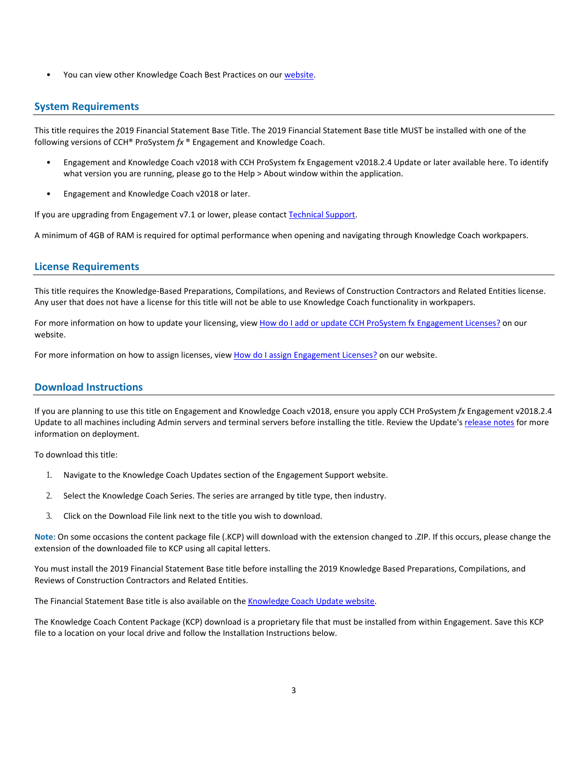- You can view other Knowledge Coach Best Practices on our website.

## System Requirements

This title requires the 2019 Financial Statement Base Title. The 2019 Financial Statement Base title MUST be installed with one of the following versions of CCH® ProSystem *fx* ® Engagement and Knowledge Coach.

- Engagement and Knowledge Coach v2018 with CCH ProSystem fx Engagement v2018.2.4 Update or later available here. To identify what version you are running, please go to the Help > About window within the application.
- Engagement and Knowledge Coach v2018 or later.

If you are upgrading from Engagement v7.1 or lower, please contact Technical Support.

A minimum of 4GB of RAM is required for optimal performance when opening and navigating through Knowledge Coach workpapers.

## License Requirements

This title requires the Knowledge-Based Preparations, Compilations, and Reviews of Construction Contractors and Related Entities license. Any user that does not have a license for this title will not be able to use Knowledge Coach functionality in workpapers.

For more information on how to update your licensing, view How do I add or update CCH ProSystem fx Engagement Licenses? on our website.

For more information on how to assign licenses, view How do I assign Engagement Licenses? on our website.

## Download Instructions

If you are planning to use this title on Engagement and Knowledge Coach v2018, ensure you apply CCH ProSystem *fx* Engagement v2018.2.4 Update to all machines including Admin servers and terminal servers before installing the title. Review the Update's release notes for more information on deployment.

To download this title:

1. Navigate to the Knowledge Coach Updates section of the Engagement Support website.
2. Select the Knowledge Coach Series. The series are arranged by title type, then industry.
3. Click on the Download File link next to the title you wish to download.

**Note**: On some occasions the content package file (.KCP) will download with the extension changed to .ZIP. If this occurs, please change the extension of the downloaded file to KCP using all capital letters.

You must install the 2019 Financial Statement Base title before installing the 2019 Knowledge Based Preparations, Compilations, and Reviews of Construction Contractors and Related Entities.

The Financial Statement Base title is also available on the Knowledge Coach Update website.

The Knowledge Coach Content Package (KCP) download is a proprietary file that must be installed from within Engagement. Save this KCP file to a location on your local drive and follow the Installation Instructions below.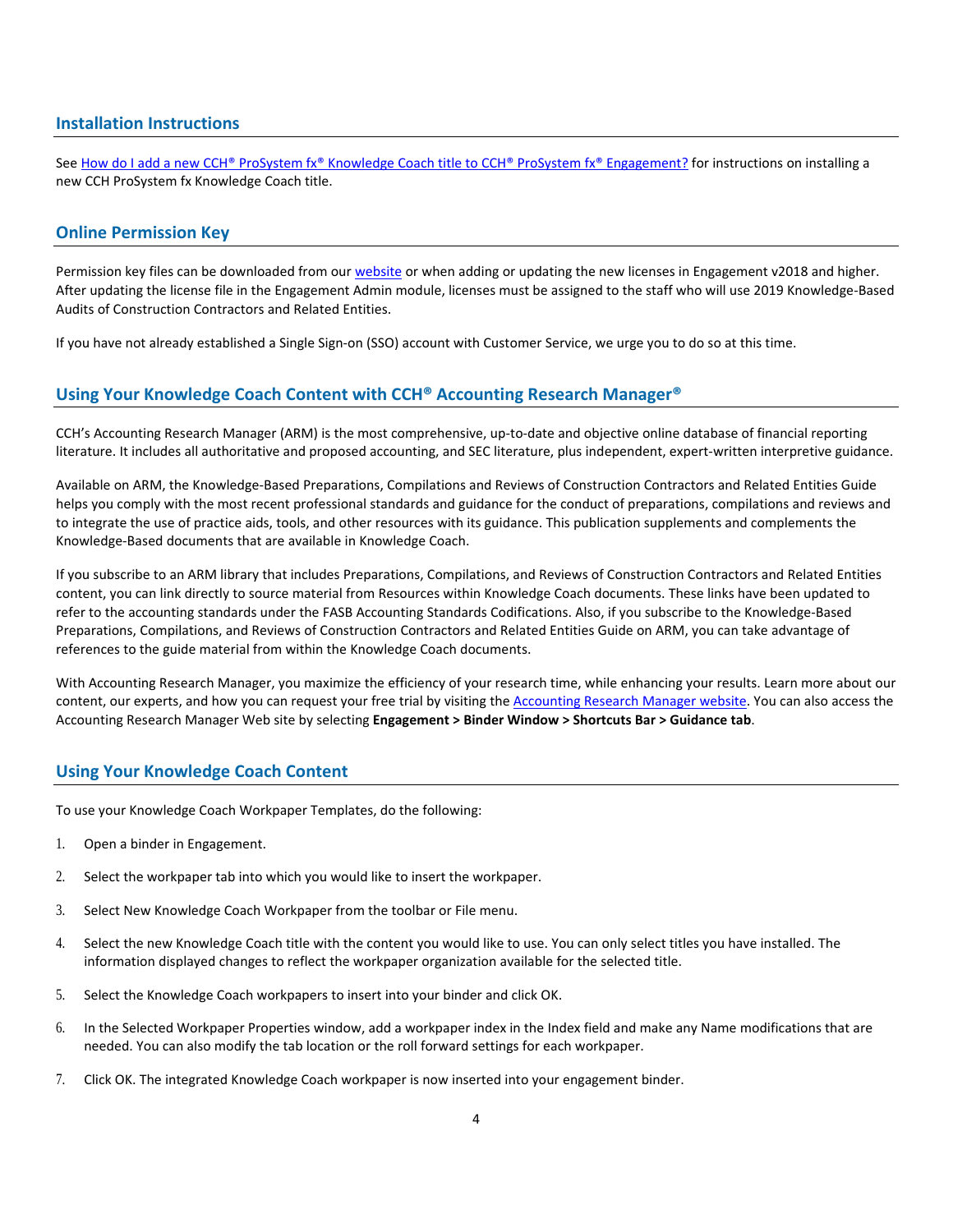## Installation Instructions

See How do I add a new CCH® ProSystem fx® Knowledge Coach title to CCH® ProSystem fx® Engagement? for instructions on installing a new CCH ProSystem fx Knowledge Coach title.

## Online Permission Key

Permission key files can be downloaded from our website or when adding or updating the new licenses in Engagement v2018 and higher. After updating the license file in the Engagement Admin module, licenses must be assigned to the staff who will use 2019 Knowledge-Based Audits of Construction Contractors and Related Entities.

If you have not already established a Single Sign-on (SSO) account with Customer Service, we urge you to do so at this time.

## Using Your Knowledge Coach Content with CCH® Accounting Research Manager®

CCH's Accounting Research Manager (ARM) is the most comprehensive, up-to-date and objective online database of financial reporting literature. It includes all authoritative and proposed accounting, and SEC literature, plus independent, expert-written interpretive guidance.

Available on ARM, the Knowledge-Based Preparations, Compilations and Reviews of Construction Contractors and Related Entities Guide helps you comply with the most recent professional standards and guidance for the conduct of preparations, compilations and reviews and to integrate the use of practice aids, tools, and other resources with its guidance. This publication supplements and complements the Knowledge-Based documents that are available in Knowledge Coach.

If you subscribe to an ARM library that includes Preparations, Compilations, and Reviews of Construction Contractors and Related Entities content, you can link directly to source material from Resources within Knowledge Coach documents. These links have been updated to refer to the accounting standards under the FASB Accounting Standards Codifications. Also, if you subscribe to the Knowledge-Based Preparations, Compilations, and Reviews of Construction Contractors and Related Entities Guide on ARM, you can take advantage of references to the guide material from within the Knowledge Coach documents.

With Accounting Research Manager, you maximize the efficiency of your research time, while enhancing your results. Learn more about our content, our experts, and how you can request your free trial by visiting the Accounting Research Manager website. You can also access the Accounting Research Manager Web site by selecting **Engagement > Binder Window > Shortcuts Bar > Guidance tab**.

## Using Your Knowledge Coach Content

To use your Knowledge Coach Workpaper Templates, do the following:

1. Open a binder in Engagement.
2. Select the workpaper tab into which you would like to insert the workpaper.
3. Select New Knowledge Coach Workpaper from the toolbar or File menu.
4. Select the new Knowledge Coach title with the content you would like to use. You can only select titles you have installed. The information displayed changes to reflect the workpaper organization available for the selected title.
5. Select the Knowledge Coach workpapers to insert into your binder and click OK.
6. In the Selected Workpaper Properties window, add a workpaper index in the Index field and make any Name modifications that are needed. You can also modify the tab location or the roll forward settings for each workpaper.
7. Click OK. The integrated Knowledge Coach workpaper is now inserted into your engagement binder.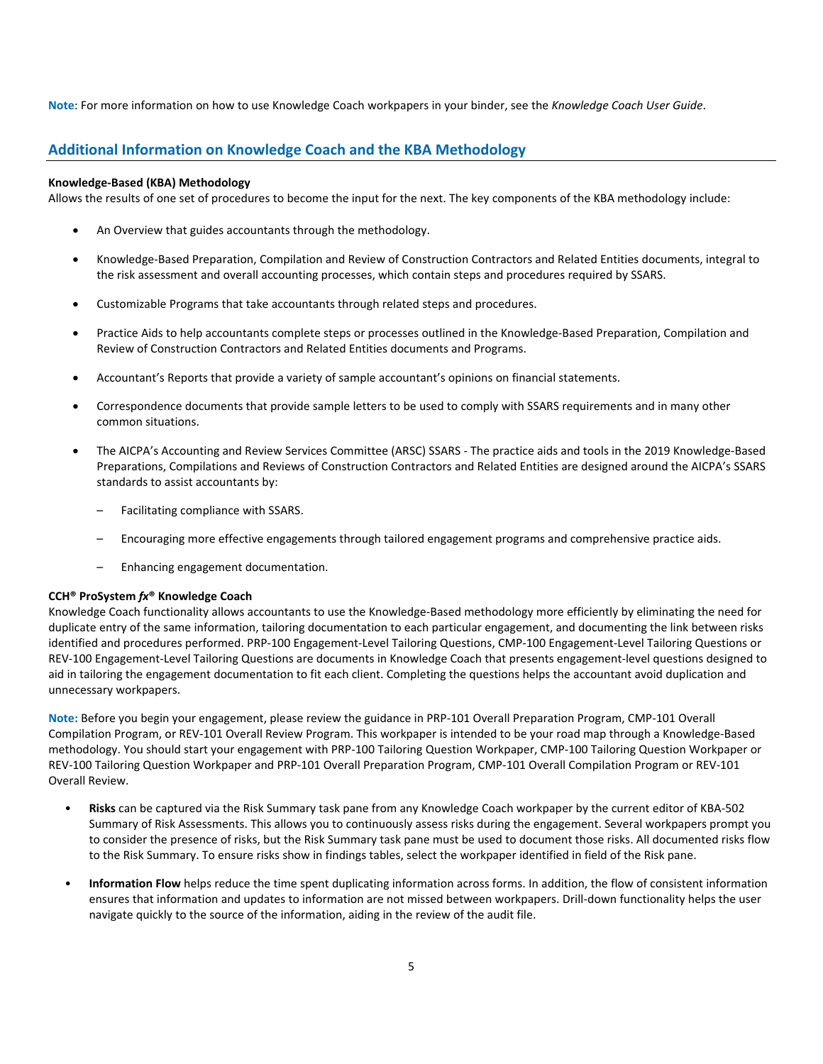**Note**: For more information on how to use Knowledge Coach workpapers in your binder, see the *Knowledge Coach User Guide*.

## Additional Information on Knowledge Coach and the KBA Methodology

**Knowledge-Based (KBA) Methodology**
Allows the results of one set of procedures to become the input for the next. The key components of the KBA methodology include:

- An Overview that guides accountants through the methodology.
- Knowledge-Based Preparation, Compilation and Review of Construction Contractors and Related Entities documents, integral to the risk assessment and overall accounting processes, which contain steps and procedures required by SSARS.
- Customizable Programs that take accountants through related steps and procedures.
- Practice Aids to help accountants complete steps or processes outlined in the Knowledge-Based Preparation, Compilation and Review of Construction Contractors and Related Entities documents and Programs.
- Accountant's Reports that provide a variety of sample accountant's opinions on financial statements.
- Correspondence documents that provide sample letters to be used to comply with SSARS requirements and in many other common situations.
- The AICPA's Accounting and Review Services Committee (ARSC) SSARS - The practice aids and tools in the 2019 Knowledge-Based Preparations, Compilations and Reviews of Construction Contractors and Related Entities are designed around the AICPA's SSARS standards to assist accountants by:
  - Facilitating compliance with SSARS.
  - Encouraging more effective engagements through tailored engagement programs and comprehensive practice aids.
  - Enhancing engagement documentation.

**CCH® ProSystem *fx*® Knowledge Coach**
Knowledge Coach functionality allows accountants to use the Knowledge-Based methodology more efficiently by eliminating the need for duplicate entry of the same information, tailoring documentation to each particular engagement, and documenting the link between risks identified and procedures performed. PRP-100 Engagement-Level Tailoring Questions, CMP-100 Engagement-Level Tailoring Questions or REV-100 Engagement-Level Tailoring Questions are documents in Knowledge Coach that presents engagement-level questions designed to aid in tailoring the engagement documentation to fit each client. Completing the questions helps the accountant avoid duplication and unnecessary workpapers.

**Note:** Before you begin your engagement, please review the guidance in PRP-101 Overall Preparation Program, CMP-101 Overall Compilation Program, or REV-101 Overall Review Program. This workpaper is intended to be your road map through a Knowledge-Based methodology. You should start your engagement with PRP-100 Tailoring Question Workpaper, CMP-100 Tailoring Question Workpaper or REV-100 Tailoring Question Workpaper and PRP-101 Overall Preparation Program, CMP-101 Overall Compilation Program or REV-101 Overall Review.

- **Risks** can be captured via the Risk Summary task pane from any Knowledge Coach workpaper by the current editor of KBA-502 Summary of Risk Assessments. This allows you to continuously assess risks during the engagement. Several workpapers prompt you to consider the presence of risks, but the Risk Summary task pane must be used to document those risks. All documented risks flow to the Risk Summary. To ensure risks show in findings tables, select the workpaper identified in field of the Risk pane.
- **Information Flow** helps reduce the time spent duplicating information across forms. In addition, the flow of consistent information ensures that information and updates to information are not missed between workpapers. Drill-down functionality helps the user navigate quickly to the source of the information, aiding in the review of the audit file.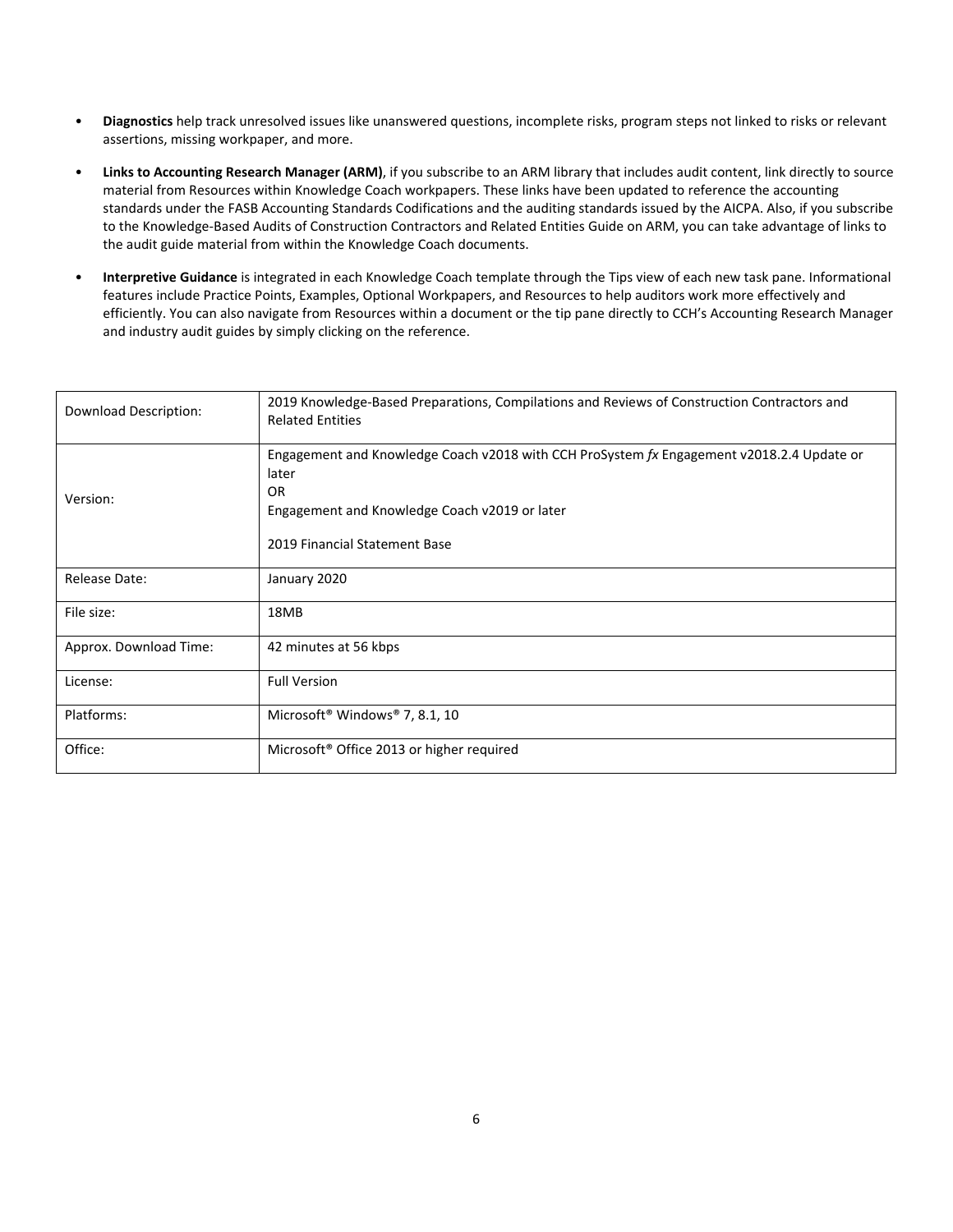- **Diagnostics** help track unresolved issues like unanswered questions, incomplete risks, program steps not linked to risks or relevant assertions, missing workpaper, and more.
- **Links to Accounting Research Manager (ARM)**, if you subscribe to an ARM library that includes audit content, link directly to source material from Resources within Knowledge Coach workpapers. These links have been updated to reference the accounting standards under the FASB Accounting Standards Codifications and the auditing standards issued by the AICPA. Also, if you subscribe to the Knowledge-Based Audits of Construction Contractors and Related Entities Guide on ARM, you can take advantage of links to the audit guide material from within the Knowledge Coach documents.
- **Interpretive Guidance** is integrated in each Knowledge Coach template through the Tips view of each new task pane. Informational features include Practice Points, Examples, Optional Workpapers, and Resources to help auditors work more effectively and efficiently. You can also navigate from Resources within a document or the tip pane directly to CCH's Accounting Research Manager and industry audit guides by simply clicking on the reference.

| | |
|---|---|
| Download Description: | 2019 Knowledge-Based Preparations, Compilations and Reviews of Construction Contractors and Related Entities |
| Version: | Engagement and Knowledge Coach v2018 with CCH ProSystem *fx* Engagement v2018.2.4 Update or later<br>OR<br>Engagement and Knowledge Coach v2019 or later<br><br>2019 Financial Statement Base |
| Release Date: | January 2020 |
| File size: | 18MB |
| Approx. Download Time: | 42 minutes at 56 kbps |
| License: | Full Version |
| Platforms: | Microsoft® Windows® 7, 8.1, 10 |
| Office: | Microsoft® Office 2013 or higher required |